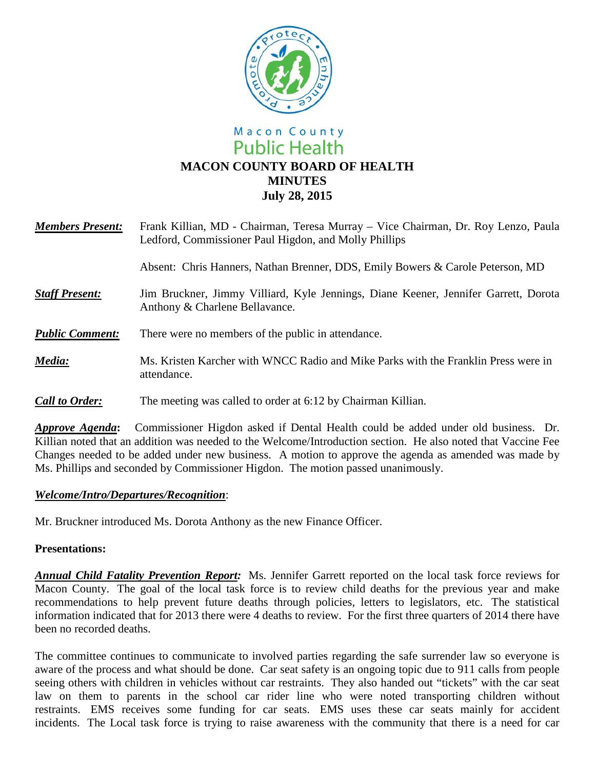Macon County
Public Health

# MACON COUNTY BOARD OF HEALTH
## MINUTES
## July 28, 2015

***Members Present:*** Frank Killian, MD - Chairman, Teresa Murray – Vice Chairman, Dr. Roy Lenzo, Paula Ledford, Commissioner Paul Higdon, and Molly Phillips

Absent: Chris Hanners, Nathan Brenner, DDS, Emily Bowers & Carole Peterson, MD

***Staff Present:*** Jim Bruckner, Jimmy Villiard, Kyle Jennings, Diane Keener, Jennifer Garrett, Dorota Anthony & Charlene Bellavance.

***Public Comment:*** There were no members of the public in attendance.

***Media:*** Ms. Kristen Karcher with WNCC Radio and Mike Parks with the Franklin Press were in attendance.

***Call to Order:*** The meeting was called to order at 6:12 by Chairman Killian.

***Approve Agenda*:** Commissioner Higdon asked if Dental Health could be added under old business. Dr. Killian noted that an addition was needed to the Welcome/Introduction section. He also noted that Vaccine Fee Changes needed to be added under new business. A motion to approve the agenda as amended was made by Ms. Phillips and seconded by Commissioner Higdon. The motion passed unanimously.

***Welcome/Intro/Departures/Recognition***:

Mr. Bruckner introduced Ms. Dorota Anthony as the new Finance Officer.

**Presentations:**

***Annual Child Fatality Prevention Report:*** Ms. Jennifer Garrett reported on the local task force reviews for Macon County. The goal of the local task force is to review child deaths for the previous year and make recommendations to help prevent future deaths through policies, letters to legislators, etc. The statistical information indicated that for 2013 there were 4 deaths to review. For the first three quarters of 2014 there have been no recorded deaths.

The committee continues to communicate to involved parties regarding the safe surrender law so everyone is aware of the process and what should be done. Car seat safety is an ongoing topic due to 911 calls from people seeing others with children in vehicles without car restraints. They also handed out "tickets" with the car seat law on them to parents in the school car rider line who were noted transporting children without restraints. EMS receives some funding for car seats. EMS uses these car seats mainly for accident incidents. The Local task force is trying to raise awareness with the community that there is a need for car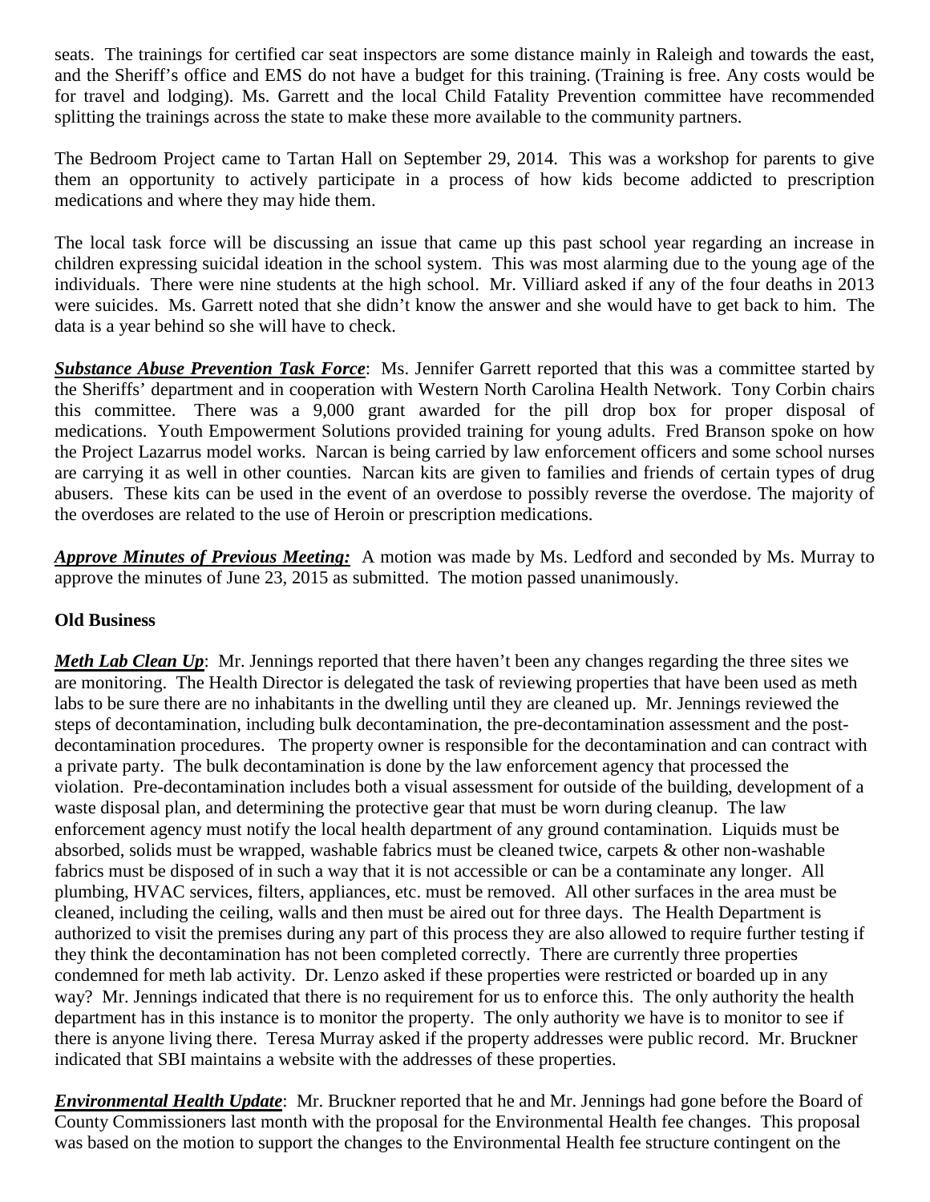seats. The trainings for certified car seat inspectors are some distance mainly in Raleigh and towards the east, and the Sheriff's office and EMS do not have a budget for this training. (Training is free. Any costs would be for travel and lodging). Ms. Garrett and the local Child Fatality Prevention committee have recommended splitting the trainings across the state to make these more available to the community partners.

The Bedroom Project came to Tartan Hall on September 29, 2014. This was a workshop for parents to give them an opportunity to actively participate in a process of how kids become addicted to prescription medications and where they may hide them.

The local task force will be discussing an issue that came up this past school year regarding an increase in children expressing suicidal ideation in the school system. This was most alarming due to the young age of the individuals. There were nine students at the high school. Mr. Villiard asked if any of the four deaths in 2013 were suicides. Ms. Garrett noted that she didn't know the answer and she would have to get back to him. The data is a year behind so she will have to check.

***Substance Abuse Prevention Task Force***: Ms. Jennifer Garrett reported that this was a committee started by the Sheriffs' department and in cooperation with Western North Carolina Health Network. Tony Corbin chairs this committee. There was a 9,000 grant awarded for the pill drop box for proper disposal of medications. Youth Empowerment Solutions provided training for young adults. Fred Branson spoke on how the Project Lazarrus model works. Narcan is being carried by law enforcement officers and some school nurses are carrying it as well in other counties. Narcan kits are given to families and friends of certain types of drug abusers. These kits can be used in the event of an overdose to possibly reverse the overdose. The majority of the overdoses are related to the use of Heroin or prescription medications.

***Approve Minutes of Previous Meeting:*** A motion was made by Ms. Ledford and seconded by Ms. Murray to approve the minutes of June 23, 2015 as submitted. The motion passed unanimously.

**Old Business**

***Meth Lab Clean Up***: Mr. Jennings reported that there haven't been any changes regarding the three sites we are monitoring. The Health Director is delegated the task of reviewing properties that have been used as meth labs to be sure there are no inhabitants in the dwelling until they are cleaned up. Mr. Jennings reviewed the steps of decontamination, including bulk decontamination, the pre-decontamination assessment and the post-decontamination procedures. The property owner is responsible for the decontamination and can contract with a private party. The bulk decontamination is done by the law enforcement agency that processed the violation. Pre-decontamination includes both a visual assessment for outside of the building, development of a waste disposal plan, and determining the protective gear that must be worn during cleanup. The law enforcement agency must notify the local health department of any ground contamination. Liquids must be absorbed, solids must be wrapped, washable fabrics must be cleaned twice, carpets & other non-washable fabrics must be disposed of in such a way that it is not accessible or can be a contaminate any longer. All plumbing, HVAC services, filters, appliances, etc. must be removed. All other surfaces in the area must be cleaned, including the ceiling, walls and then must be aired out for three days. The Health Department is authorized to visit the premises during any part of this process they are also allowed to require further testing if they think the decontamination has not been completed correctly. There are currently three properties condemned for meth lab activity. Dr. Lenzo asked if these properties were restricted or boarded up in any way? Mr. Jennings indicated that there is no requirement for us to enforce this. The only authority the health department has in this instance is to monitor the property. The only authority we have is to monitor to see if there is anyone living there. Teresa Murray asked if the property addresses were public record. Mr. Bruckner indicated that SBI maintains a website with the addresses of these properties.

***Environmental Health Update***: Mr. Bruckner reported that he and Mr. Jennings had gone before the Board of County Commissioners last month with the proposal for the Environmental Health fee changes. This proposal was based on the motion to support the changes to the Environmental Health fee structure contingent on the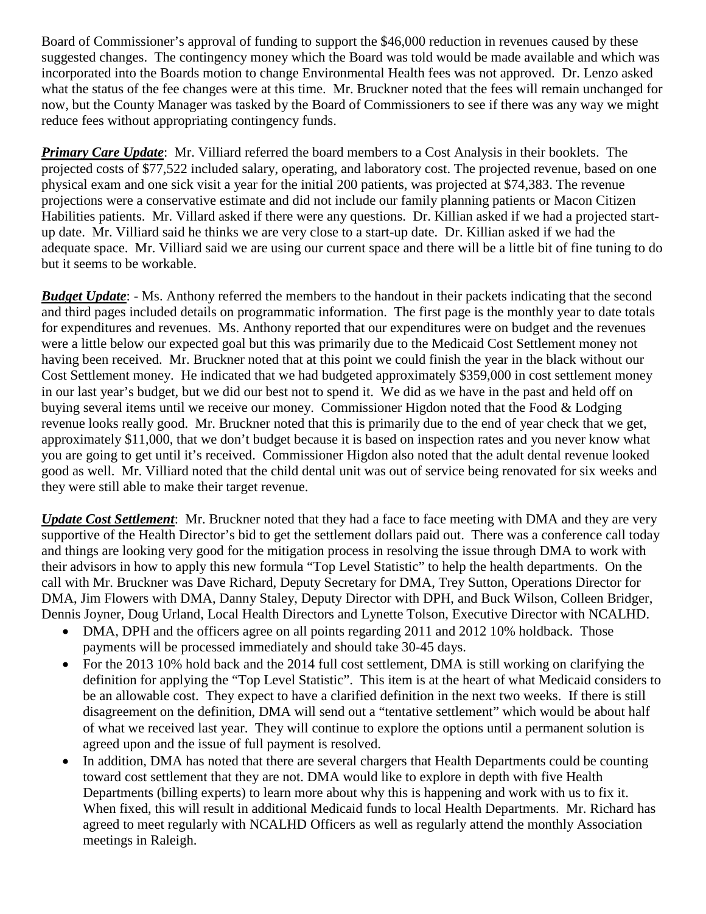Board of Commissioner's approval of funding to support the $46,000 reduction in revenues caused by these suggested changes. The contingency money which the Board was told would be made available and which was incorporated into the Boards motion to change Environmental Health fees was not approved. Dr. Lenzo asked what the status of the fee changes were at this time. Mr. Bruckner noted that the fees will remain unchanged for now, but the County Manager was tasked by the Board of Commissioners to see if there was any way we might reduce fees without appropriating contingency funds.

***Primary Care Update***: Mr. Villiard referred the board members to a Cost Analysis in their booklets. The projected costs of $77,522 included salary, operating, and laboratory cost. The projected revenue, based on one physical exam and one sick visit a year for the initial 200 patients, was projected at $74,383. The revenue projections were a conservative estimate and did not include our family planning patients or Macon Citizen Habilities patients. Mr. Villard asked if there were any questions. Dr. Killian asked if we had a projected start-up date. Mr. Villiard said he thinks we are very close to a start-up date. Dr. Killian asked if we had the adequate space. Mr. Villiard said we are using our current space and there will be a little bit of fine tuning to do but it seems to be workable.

***Budget Update***: - Ms. Anthony referred the members to the handout in their packets indicating that the second and third pages included details on programmatic information. The first page is the monthly year to date totals for expenditures and revenues. Ms. Anthony reported that our expenditures were on budget and the revenues were a little below our expected goal but this was primarily due to the Medicaid Cost Settlement money not having been received. Mr. Bruckner noted that at this point we could finish the year in the black without our Cost Settlement money. He indicated that we had budgeted approximately $359,000 in cost settlement money in our last year's budget, but we did our best not to spend it. We did as we have in the past and held off on buying several items until we receive our money. Commissioner Higdon noted that the Food & Lodging revenue looks really good. Mr. Bruckner noted that this is primarily due to the end of year check that we get, approximately $11,000, that we don't budget because it is based on inspection rates and you never know what you are going to get until it's received. Commissioner Higdon also noted that the adult dental revenue looked good as well. Mr. Villiard noted that the child dental unit was out of service being renovated for six weeks and they were still able to make their target revenue.

***Update Cost Settlement***: Mr. Bruckner noted that they had a face to face meeting with DMA and they are very supportive of the Health Director's bid to get the settlement dollars paid out. There was a conference call today and things are looking very good for the mitigation process in resolving the issue through DMA to work with their advisors in how to apply this new formula "Top Level Statistic" to help the health departments. On the call with Mr. Bruckner was Dave Richard, Deputy Secretary for DMA, Trey Sutton, Operations Director for DMA, Jim Flowers with DMA, Danny Staley, Deputy Director with DPH, and Buck Wilson, Colleen Bridger, Dennis Joyner, Doug Urland, Local Health Directors and Lynette Tolson, Executive Director with NCALHD.

- DMA, DPH and the officers agree on all points regarding 2011 and 2012 10% holdback. Those payments will be processed immediately and should take 30-45 days.
- For the 2013 10% hold back and the 2014 full cost settlement, DMA is still working on clarifying the definition for applying the "Top Level Statistic". This item is at the heart of what Medicaid considers to be an allowable cost. They expect to have a clarified definition in the next two weeks. If there is still disagreement on the definition, DMA will send out a "tentative settlement" which would be about half of what we received last year. They will continue to explore the options until a permanent solution is agreed upon and the issue of full payment is resolved.
- In addition, DMA has noted that there are several chargers that Health Departments could be counting toward cost settlement that they are not. DMA would like to explore in depth with five Health Departments (billing experts) to learn more about why this is happening and work with us to fix it. When fixed, this will result in additional Medicaid funds to local Health Departments. Mr. Richard has agreed to meet regularly with NCALHD Officers as well as regularly attend the monthly Association meetings in Raleigh.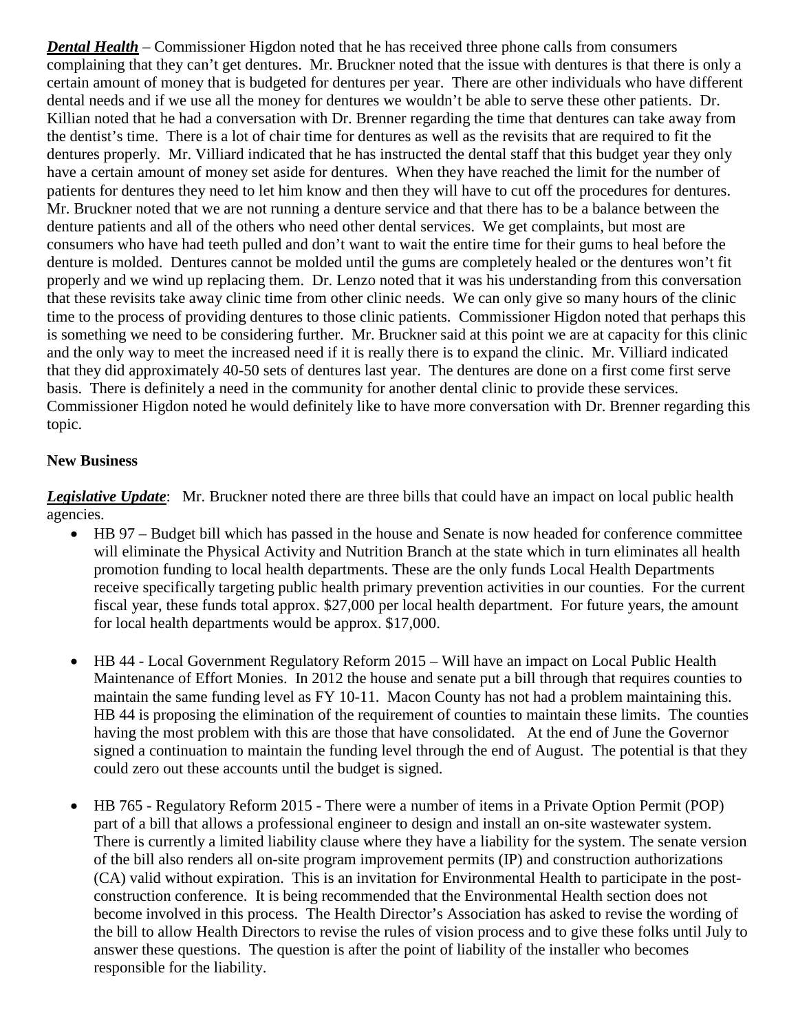***Dental Health*** – Commissioner Higdon noted that he has received three phone calls from consumers complaining that they can't get dentures. Mr. Bruckner noted that the issue with dentures is that there is only a certain amount of money that is budgeted for dentures per year. There are other individuals who have different dental needs and if we use all the money for dentures we wouldn't be able to serve these other patients. Dr. Killian noted that he had a conversation with Dr. Brenner regarding the time that dentures can take away from the dentist's time. There is a lot of chair time for dentures as well as the revisits that are required to fit the dentures properly. Mr. Villiard indicated that he has instructed the dental staff that this budget year they only have a certain amount of money set aside for dentures. When they have reached the limit for the number of patients for dentures they need to let him know and then they will have to cut off the procedures for dentures. Mr. Bruckner noted that we are not running a denture service and that there has to be a balance between the denture patients and all of the others who need other dental services. We get complaints, but most are consumers who have had teeth pulled and don't want to wait the entire time for their gums to heal before the denture is molded. Dentures cannot be molded until the gums are completely healed or the dentures won't fit properly and we wind up replacing them. Dr. Lenzo noted that it was his understanding from this conversation that these revisits take away clinic time from other clinic needs. We can only give so many hours of the clinic time to the process of providing dentures to those clinic patients. Commissioner Higdon noted that perhaps this is something we need to be considering further. Mr. Bruckner said at this point we are at capacity for this clinic and the only way to meet the increased need if it is really there is to expand the clinic. Mr. Villiard indicated that they did approximately 40-50 sets of dentures last year. The dentures are done on a first come first serve basis. There is definitely a need in the community for another dental clinic to provide these services. Commissioner Higdon noted he would definitely like to have more conversation with Dr. Brenner regarding this topic.

**New Business**

***Legislative Update***: Mr. Bruckner noted there are three bills that could have an impact on local public health agencies.

- HB 97 – Budget bill which has passed in the house and Senate is now headed for conference committee will eliminate the Physical Activity and Nutrition Branch at the state which in turn eliminates all health promotion funding to local health departments. These are the only funds Local Health Departments receive specifically targeting public health primary prevention activities in our counties. For the current fiscal year, these funds total approx. $27,000 per local health department. For future years, the amount for local health departments would be approx. $17,000.

- HB 44 - Local Government Regulatory Reform 2015 – Will have an impact on Local Public Health Maintenance of Effort Monies. In 2012 the house and senate put a bill through that requires counties to maintain the same funding level as FY 10-11. Macon County has not had a problem maintaining this. HB 44 is proposing the elimination of the requirement of counties to maintain these limits. The counties having the most problem with this are those that have consolidated. At the end of June the Governor signed a continuation to maintain the funding level through the end of August. The potential is that they could zero out these accounts until the budget is signed.

- HB 765 - Regulatory Reform 2015 - There were a number of items in a Private Option Permit (POP) part of a bill that allows a professional engineer to design and install an on-site wastewater system. There is currently a limited liability clause where they have a liability for the system. The senate version of the bill also renders all on-site program improvement permits (IP) and construction authorizations (CA) valid without expiration. This is an invitation for Environmental Health to participate in the post-construction conference. It is being recommended that the Environmental Health section does not become involved in this process. The Health Director's Association has asked to revise the wording of the bill to allow Health Directors to revise the rules of vision process and to give these folks until July to answer these questions. The question is after the point of liability of the installer who becomes responsible for the liability.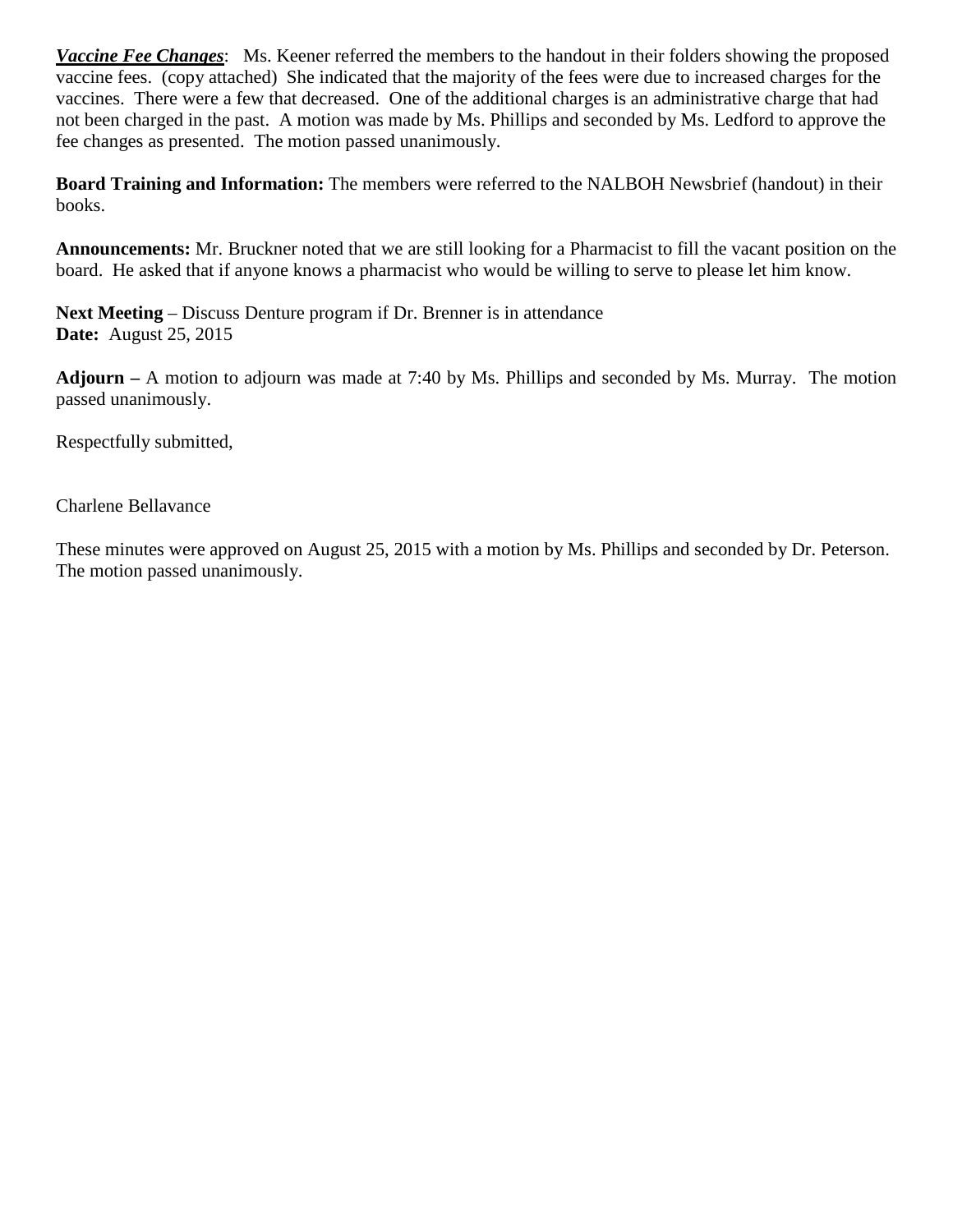***Vaccine Fee Changes***: Ms. Keener referred the members to the handout in their folders showing the proposed vaccine fees. (copy attached) She indicated that the majority of the fees were due to increased charges for the vaccines. There were a few that decreased. One of the additional charges is an administrative charge that had not been charged in the past. A motion was made by Ms. Phillips and seconded by Ms. Ledford to approve the fee changes as presented. The motion passed unanimously.

**Board Training and Information:** The members were referred to the NALBOH Newsbrief (handout) in their books.

**Announcements:** Mr. Bruckner noted that we are still looking for a Pharmacist to fill the vacant position on the board. He asked that if anyone knows a pharmacist who would be willing to serve to please let him know.

**Next Meeting** – Discuss Denture program if Dr. Brenner is in attendance
**Date:** August 25, 2015

**Adjourn –** A motion to adjourn was made at 7:40 by Ms. Phillips and seconded by Ms. Murray. The motion passed unanimously.

Respectfully submitted,

Charlene Bellavance

These minutes were approved on August 25, 2015 with a motion by Ms. Phillips and seconded by Dr. Peterson. The motion passed unanimously.